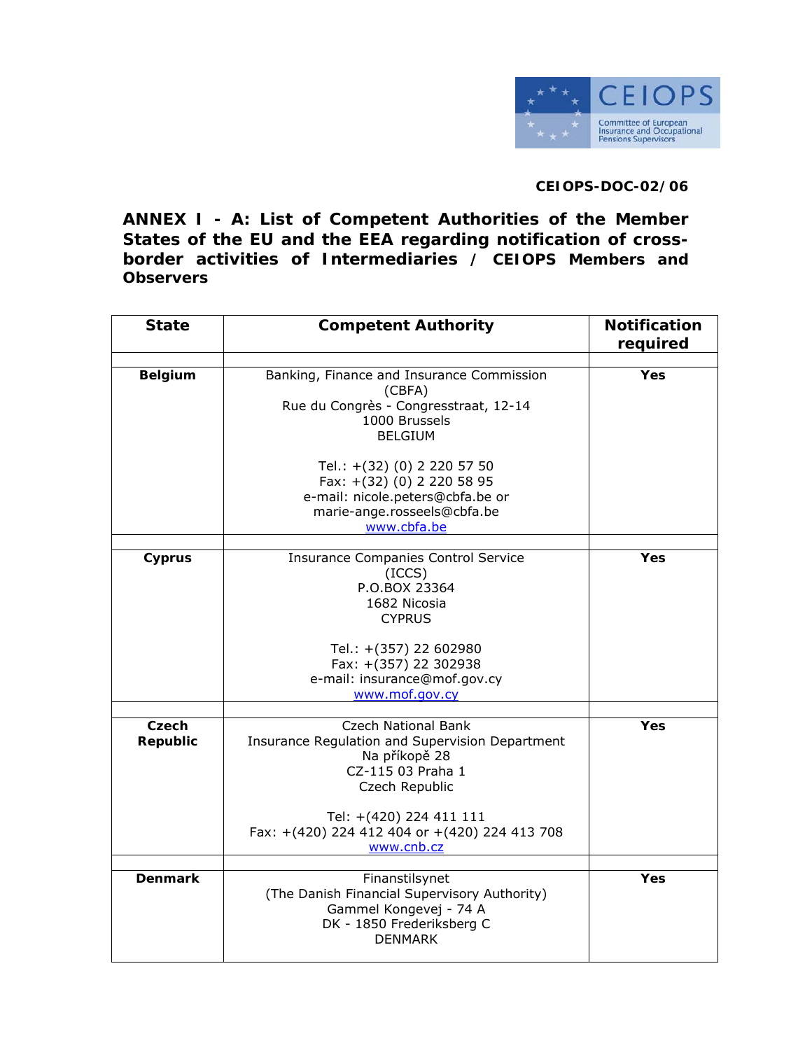CEIOPS-DOC-02/06

# ANNEX I - A: List of Competent Authorities of the Member States of the EU and the EEA regarding notification of cross-border activities of Intermediaries / CEIOPS Members and Observers

| State | Competent Authority | Notification required |
|---|---|---|
| **Belgium** | Banking, Finance and Insurance Commission (CBFA)<br>Rue du Congrès - Congresstraat, 12-14<br>1000 Brussels<br>BELGIUM<br><br>Tel.: +(32) (0) 2 220 57 50<br>Fax: +(32) (0) 2 220 58 95<br>e-mail: nicole.peters@cbfa.be or marie-ange.rosseels@cbfa.be<br>www.cbfa.be | **Yes** |
| **Cyprus** | Insurance Companies Control Service (ICCS)<br>P.O.BOX 23364<br>1682 Nicosia<br>CYPRUS<br><br>Tel.: +(357) 22 602980<br>Fax: +(357) 22 302938<br>e-mail: insurance@mof.gov.cy<br>www.mof.gov.cy | **Yes** |
| **Czech Republic** | Czech National Bank<br>Insurance Regulation and Supervision Department<br>Na příkopě 28<br>CZ-115 03 Praha 1<br>Czech Republic<br><br>Tel: +(420) 224 411 111<br>Fax: +(420) 224 412 404 or +(420) 224 413 708<br>www.cnb.cz | **Yes** |
| **Denmark** | Finanstilsynet<br>(The Danish Financial Supervisory Authority)<br>Gammel Kongevej - 74 A<br>DK - 1850 Frederiksberg C<br>DENMARK | **Yes** |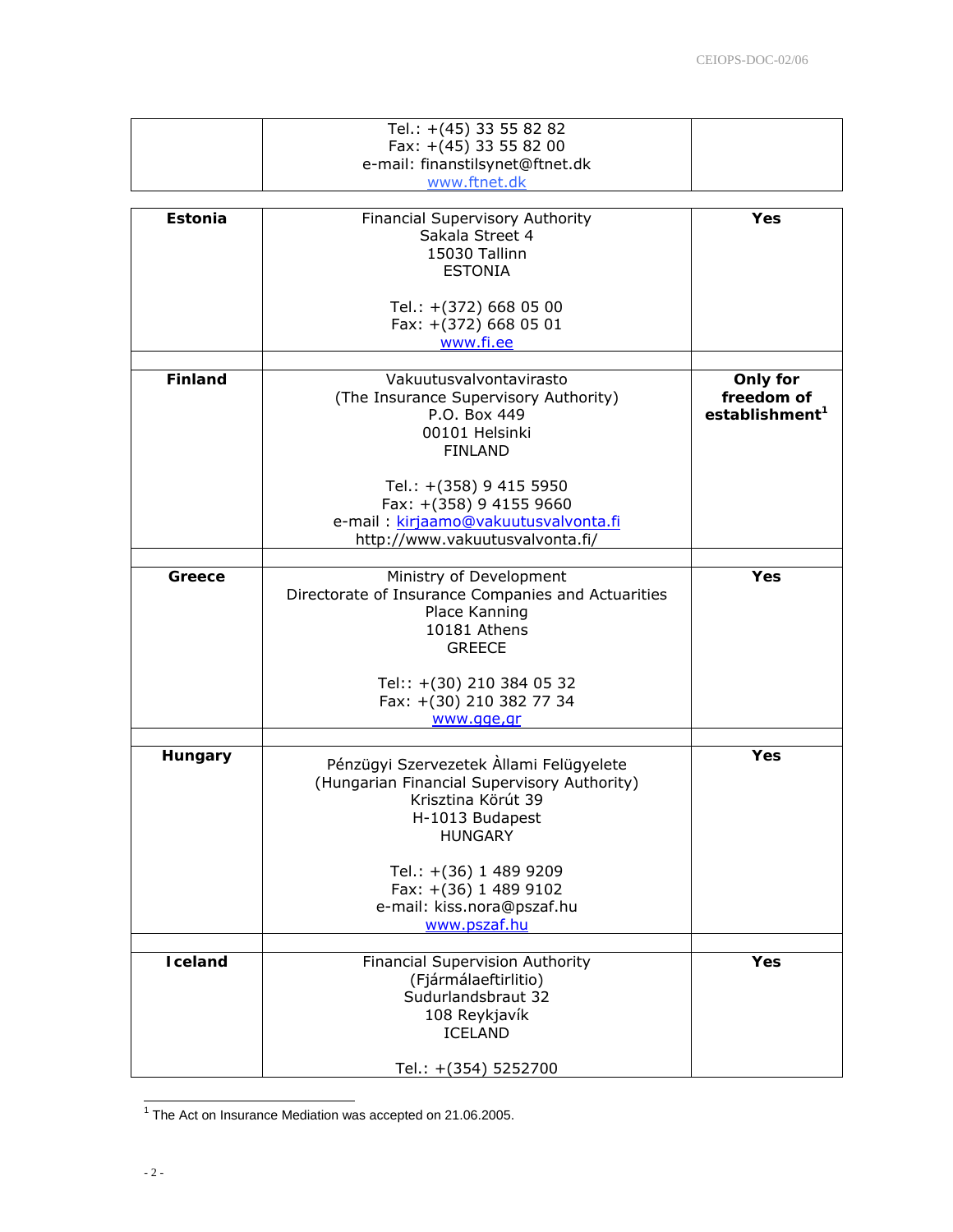| | | |
|---|---|---|
| | Tel.: +(45) 33 55 82 82<br>Fax: +(45) 33 55 82 00<br>e-mail: finanstilsynet@ftnet.dk<br>www.ftnet.dk | |
| **Estonia** | Financial Supervisory Authority<br>Sakala Street 4<br>15030 Tallinn<br>ESTONIA<br><br>Tel.: +(372) 668 05 00<br>Fax: +(372) 668 05 01<br>www.fi.ee | **Yes** |
| **Finland** | Vakuutusvalvontavirasto<br>(The Insurance Supervisory Authority)<br>P.O. Box 449<br>00101 Helsinki<br>FINLAND<br><br>Tel.: +(358) 9 415 5950<br>Fax: +(358) 9 4155 9660<br>e-mail : kirjaamo@vakuutusvalvonta.fi<br>http://www.vakuutusvalvonta.fi/ | **Only for freedom of establishment[1]** |
| **Greece** | Ministry of Development<br>Directorate of Insurance Companies and Actuarities<br>Place Kanning<br>10181 Athens<br>GREECE<br><br>Tel:: +(30) 210 384 05 32<br>Fax: +(30) 210 382 77 34<br>www.gge,gr | **Yes** |
| **Hungary** | Pénzügyi Szervezetek Àllami Felügyelete<br>(Hungarian Financial Supervisory Authority)<br>Krisztina Körút 39<br>H-1013 Budapest<br>HUNGARY<br><br>Tel.: +(36) 1 489 9209<br>Fax: +(36) 1 489 9102<br>e-mail: kiss.nora@pszaf.hu<br>www.pszaf.hu | **Yes** |
| **Iceland** | Financial Supervision Authority<br>(Fjármálaeftirlitio)<br>Sudurlandsbraut 32<br>108 Reykjavík<br>ICELAND<br><br>Tel.: +(354) 5252700 | **Yes** |

[1] The Act on Insurance Mediation was accepted on 21.06.2005.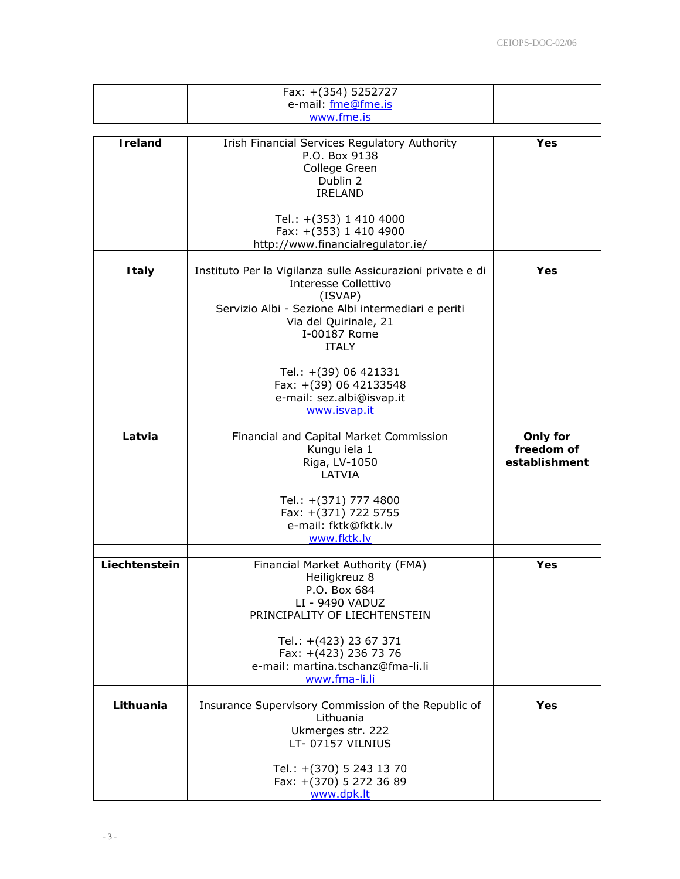|  | Fax: +(354) 5252727<br>e-mail: fme@fme.is<br>www.fme.is |  |
|---|---|---|
| **Ireland** | Irish Financial Services Regulatory Authority<br>P.O. Box 9138<br>College Green<br>Dublin 2<br>IRELAND<br><br>Tel.: +(353) 1 410 4000<br>Fax: +(353) 1 410 4900<br>http://www.financialregulator.ie/ | **Yes** |
| **Italy** | Instituto Per la Vigilanza sulle Assicurazioni private e di Interesse Collettivo<br>(ISVAP)<br>Servizio Albi - Sezione Albi intermediari e periti<br>Via del Quirinale, 21<br>I-00187 Rome<br>ITALY<br><br>Tel.: +(39) 06 421331<br>Fax: +(39) 06 42133548<br>e-mail: sez.albi@isvap.it<br>www.isvap.it | **Yes** |
| **Latvia** | Financial and Capital Market Commission<br>Kungu iela 1<br>Riga, LV-1050<br>LATVIA<br><br>Tel.: +(371) 777 4800<br>Fax: +(371) 722 5755<br>e-mail: fktk@fktk.lv<br>www.fktk.lv | **Only for freedom of establishment** |
| **Liechtenstein** | Financial Market Authority (FMA)<br>Heiligkreuz 8<br>P.O. Box 684<br>LI - 9490 VADUZ<br>PRINCIPALITY OF LIECHTENSTEIN<br><br>Tel.: +(423) 23 67 371<br>Fax: +(423) 236 73 76<br>e-mail: martina.tschanz@fma-li.li<br>www.fma-li.li | **Yes** |
| **Lithuania** | Insurance Supervisory Commission of the Republic of Lithuania<br>Ukmerges str. 222<br>LT- 07157 VILNIUS<br><br>Tel.: +(370) 5 243 13 70<br>Fax: +(370) 5 272 36 89<br>www.dpk.lt | **Yes** |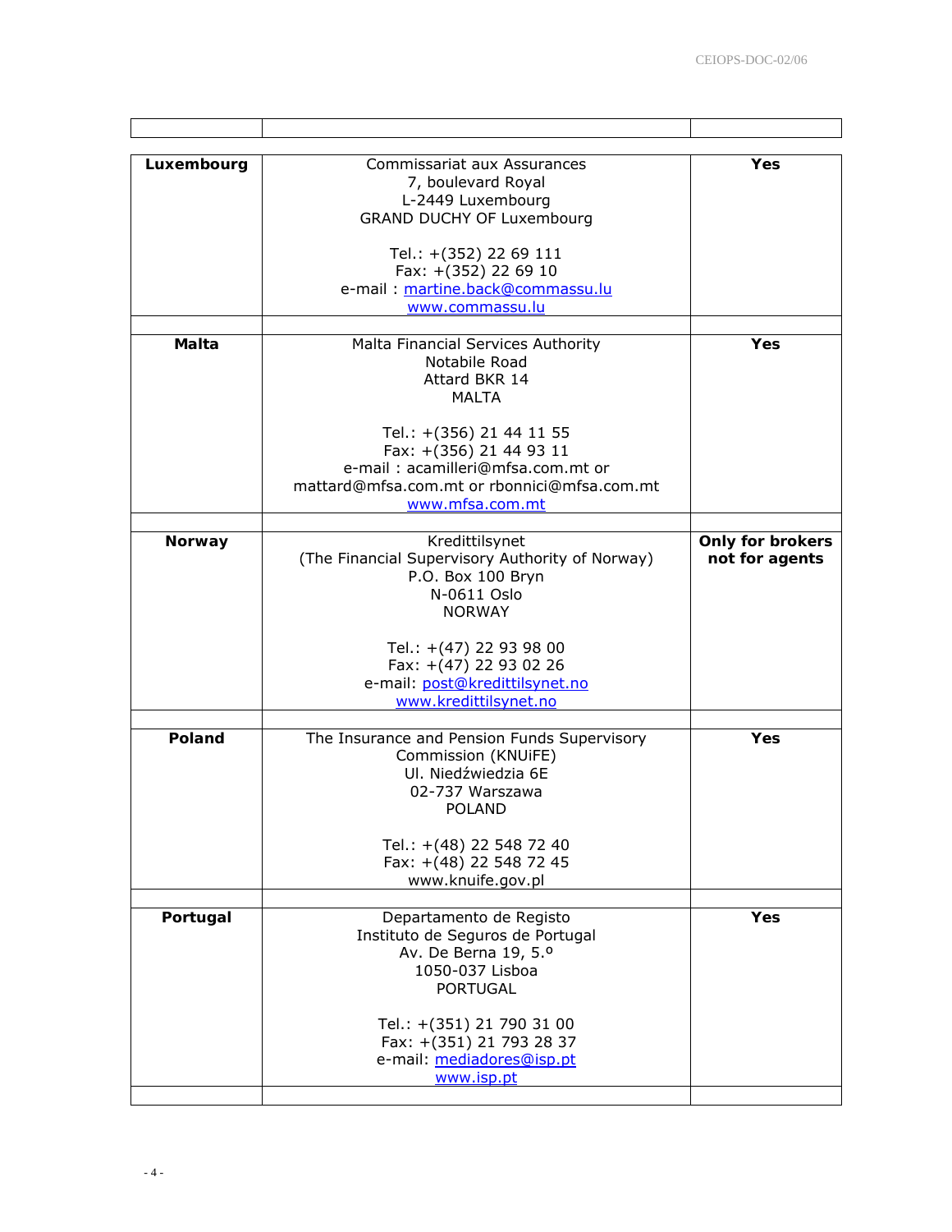| | | |
|---|---|---|
| **Luxembourg** | Commissariat aux Assurances<br>7, boulevard Royal<br>L-2449 Luxembourg<br>GRAND DUCHY OF Luxembourg<br><br>Tel.: +(352) 22 69 111<br>Fax: +(352) 22 69 10<br>e-mail : martine.back@commassu.lu<br>www.commassu.lu | **Yes** |
| | | |
| **Malta** | Malta Financial Services Authority<br>Notabile Road<br>Attard BKR 14<br>MALTA<br><br>Tel.: +(356) 21 44 11 55<br>Fax: +(356) 21 44 93 11<br>e-mail : acamilleri@mfsa.com.mt or mattard@mfsa.com.mt or rbonnici@mfsa.com.mt<br>www.mfsa.com.mt | **Yes** |
| | | |
| **Norway** | Kredittilsynet<br>(The Financial Supervisory Authority of Norway)<br>P.O. Box 100 Bryn<br>N-0611 Oslo<br>NORWAY<br><br>Tel.: +(47) 22 93 98 00<br>Fax: +(47) 22 93 02 26<br>e-mail: post@kredittilsynet.no<br>www.kredittilsynet.no | **Only for brokers not for agents** |
| | | |
| **Poland** | The Insurance and Pension Funds Supervisory Commission (KNUiFE)<br>Ul. Niedźwiedzia 6E<br>02-737 Warszawa<br>POLAND<br><br>Tel.: +(48) 22 548 72 40<br>Fax: +(48) 22 548 72 45<br>www.knuife.gov.pl | **Yes** |
| | | |
| **Portugal** | Departamento de Registo<br>Instituto de Seguros de Portugal<br>Av. De Berna 19, 5.º<br>1050-037 Lisboa<br>PORTUGAL<br><br>Tel.: +(351) 21 790 31 00<br>Fax: +(351) 21 793 28 37<br>e-mail: mediadores@isp.pt<br>www.isp.pt | **Yes** |
| | | |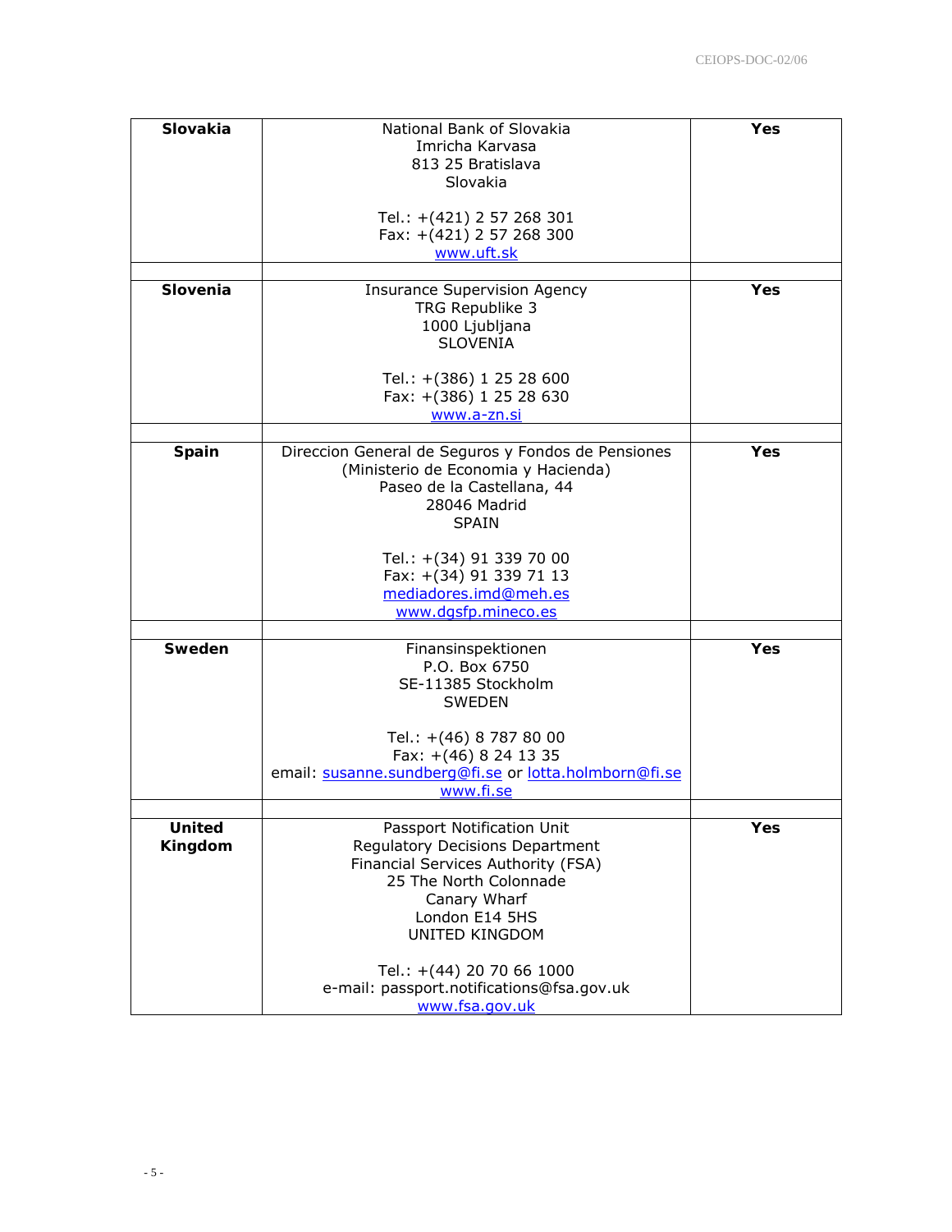| | | |
|---|---|---|
| **Slovakia** | National Bank of Slovakia<br>Imricha Karvasa<br>813 25 Bratislava<br>Slovakia<br><br>Tel.: +(421) 2 57 268 301<br>Fax: +(421) 2 57 268 300<br>www.uft.sk | **Yes** |
| | | |
| **Slovenia** | Insurance Supervision Agency<br>TRG Republike 3<br>1000 Ljubljana<br>SLOVENIA<br><br>Tel.: +(386) 1 25 28 600<br>Fax: +(386) 1 25 28 630<br>www.a-zn.si | **Yes** |
| | | |
| **Spain** | Direccion General de Seguros y Fondos de Pensiones<br>(Ministerio de Economia y Hacienda)<br>Paseo de la Castellana, 44<br>28046 Madrid<br>SPAIN<br><br>Tel.: +(34) 91 339 70 00<br>Fax: +(34) 91 339 71 13<br>mediadores.imd@meh.es<br>www.dgsfp.mineco.es | **Yes** |
| | | |
| **Sweden** | Finansinspektionen<br>P.O. Box 6750<br>SE-11385 Stockholm<br>SWEDEN<br><br>Tel.: +(46) 8 787 80 00<br>Fax: +(46) 8 24 13 35<br>email: susanne.sundberg@fi.se or lotta.holmborn@fi.se<br>www.fi.se | **Yes** |
| | | |
| **United Kingdom** | Passport Notification Unit<br>Regulatory Decisions Department<br>Financial Services Authority (FSA)<br>25 The North Colonnade<br>Canary Wharf<br>London E14 5HS<br>UNITED KINGDOM<br><br>Tel.: +(44) 20 70 66 1000<br>e-mail: passport.notifications@fsa.gov.uk<br>www.fsa.gov.uk | **Yes** |